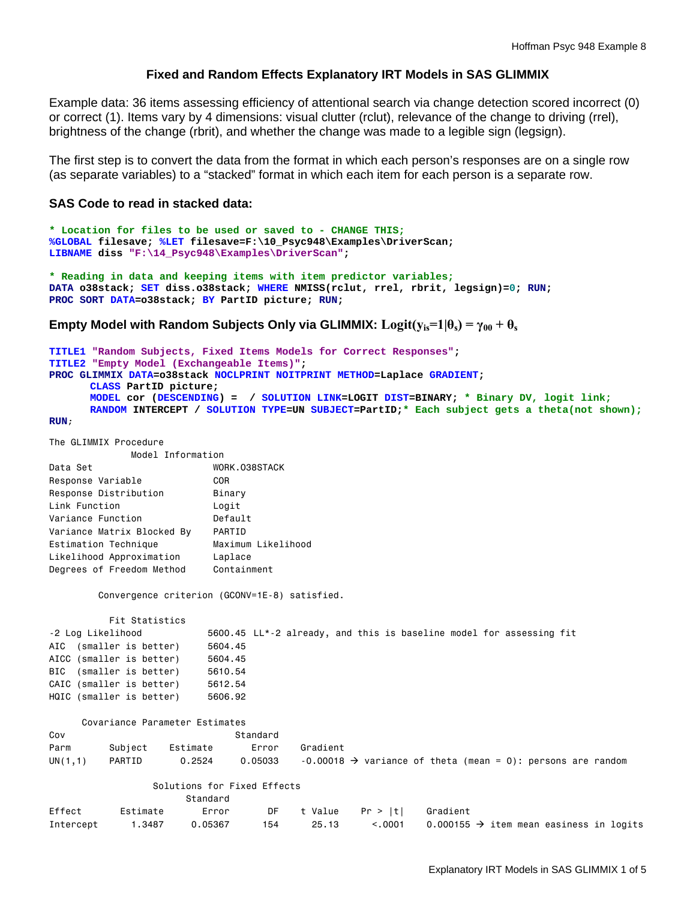# Fixed and Random Effects Explanatory IRT Models in SAS GLIMMIX

Example data: 36 items assessing efficiency of attentional search via change detection scored incorrect (0) or correct (1). Items vary by 4 dimensions: visual clutter (rclut), relevance of the change to driving (rrel), brightness of the change (rbrit), and whether the change was made to a legible sign (legsign).

The first step is to convert the data from the format in which each person's responses are on a single row (as separate variables) to a "stacked" format in which each item for each person is a separate row.

### SAS Code to read in stacked data:

```
* Location for files to be used or saved to - CHANGE THIS;
%GLOBAL filesave; %LET filesave=F:\10_Psyc948\Examples\DriverScan;
LIBNAME diss "F:\14_Psyc948\Examples\DriverScan";

* Reading in data and keeping items with item predictor variables;
DATA o38stack; SET diss.o38stack; WHERE NMISS(rclut, rrel, rbrit, legsign)=0; RUN;
PROC SORT DATA=o38stack; BY PartID picture; RUN;
```

### Empty Model with Random Subjects Only via GLIMMIX: $\text{Logit}(y_{is}=1|\theta_s) = \gamma_{00} + \theta_s$

```
TITLE1 "Random Subjects, Fixed Items Models for Correct Responses";
TITLE2 "Empty Model (Exchangeable Items)";
PROC GLIMMIX DATA=o38stack NOCLPRINT NOITPRINT METHOD=Laplace GRADIENT;
      CLASS PartID picture;
      MODEL cor (DESCENDING) =  / SOLUTION LINK=LOGIT DIST=BINARY; * Binary DV, logit link;
      RANDOM INTERCEPT / SOLUTION TYPE=UN SUBJECT=PartID;* Each subject gets a theta(not shown);
RUN;
```

```
The GLIMMIX Procedure
              Model Information
Data Set                     WORK.O38STACK
Response Variable            COR
Response Distribution        Binary
Link Function                Logit
Variance Function            Default
Variance Matrix Blocked By   PARTID
Estimation Technique         Maximum Likelihood
Likelihood Approximation     Laplace
Degrees of Freedom Method    Containment

        Convergence criterion (GCONV=1E-8) satisfied.

          Fit Statistics
-2 Log Likelihood           5600.45 LL*-2 already, and this is baseline model for assessing fit
AIC  (smaller is better)    5604.45
AICC (smaller is better)    5604.45
BIC  (smaller is better)    5610.54
CAIC (smaller is better)    5612.54
HQIC (smaller is better)    5606.92

      Covariance Parameter Estimates
Cov                                Standard
Parm       Subject    Estimate        Error    Gradient
UN(1,1)    PARTID       0.2524      0.05033    -0.00018 → variance of theta (mean = 0): persons are random

                  Solutions for Fixed Effects
                         Standard
Effect       Estimate       Error      DF    t Value    Pr > |t|    Gradient
Intercept      1.3487     0.05367     154      25.13      <.0001    0.000155 → item mean easiness in logits
```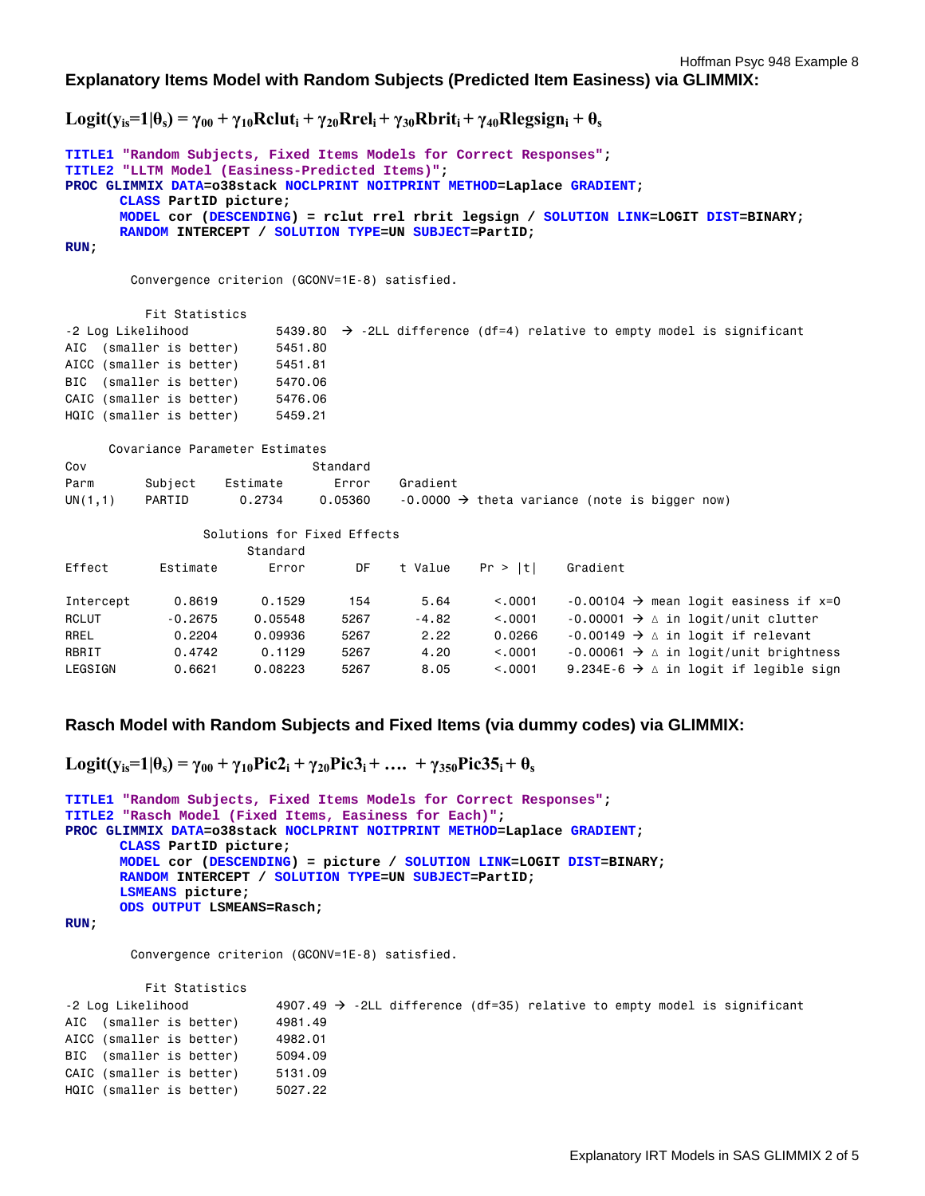### Explanatory Items Model with Random Subjects (Predicted Item Easiness) via GLIMMIX:

$$\text{Logit}(y_{is}=1|\theta_s) = \gamma_{00} + \gamma_{10}\text{Rclut}_i + \gamma_{20}\text{Rrel}_i + \gamma_{30}\text{Rbrit}_i + \gamma_{40}\text{Rlegsign}_i + \theta_s$$

```
TITLE1 "Random Subjects, Fixed Items Models for Correct Responses";
TITLE2 "LLTM Model (Easiness-Predicted Items)";
PROC GLIMMIX DATA=o38stack NOCLPRINT NOITPRINT METHOD=Laplace GRADIENT;
      CLASS PartID picture;
      MODEL cor (DESCENDING) = rclut rrel rbrit legsign / SOLUTION LINK=LOGIT DIST=BINARY;
      RANDOM INTERCEPT / SOLUTION TYPE=UN SUBJECT=PartID;
RUN;
```

```
        Convergence criterion (GCONV=1E-8) satisfied.

          Fit Statistics
-2 Log Likelihood           5439.80  → -2LL difference (df=4) relative to empty model is significant
AIC  (smaller is better)    5451.80
AICC (smaller is better)    5451.81
BIC  (smaller is better)    5470.06
CAIC (smaller is better)    5476.06
HQIC (smaller is better)    5459.21

      Covariance Parameter Estimates
Cov                               Standard
Parm       Subject    Estimate      Error    Gradient
UN(1,1)    PARTID       0.2734    0.05360    -0.0000 → theta variance (note is bigger now)

                 Solutions for Fixed Effects
                           Standard
Effect          Estimate      Error      DF    t Value    Pr > |t|    Gradient

Intercept         0.8619     0.1529     154       5.64      <.0001    -0.00104 → mean logit easiness if x=0
RCLUT            -0.2675    0.05548    5267      -4.82      <.0001    -0.00001 → ∆ in logit/unit clutter
RREL              0.2204    0.09936    5267       2.22      0.0266    -0.00149 → ∆ in logit if relevant
RBRIT             0.4742     0.1129    5267       4.20      <.0001    -0.00061 → ∆ in logit/unit brightness
LEGSIGN           0.6621    0.08223    5267       8.05      <.0001    9.234E-6 → ∆ in logit if legible sign
```

### Rasch Model with Random Subjects and Fixed Items (via dummy codes) via GLIMMIX:

$$\text{Logit}(y_{is}=1|\theta_s) = \gamma_{00} + \gamma_{10}\text{Pic2}_i + \gamma_{20}\text{Pic3}_i + \ldots + \gamma_{350}\text{Pic35}_i + \theta_s$$

```
TITLE1 "Random Subjects, Fixed Items Models for Correct Responses";
TITLE2 "Rasch Model (Fixed Items, Easiness for Each)";
PROC GLIMMIX DATA=o38stack NOCLPRINT NOITPRINT METHOD=Laplace GRADIENT;
      CLASS PartID picture;
      MODEL cor (DESCENDING) = picture / SOLUTION LINK=LOGIT DIST=BINARY;
      RANDOM INTERCEPT / SOLUTION TYPE=UN SUBJECT=PartID;
      LSMEANS picture;
      ODS OUTPUT LSMEANS=Rasch;
RUN;
```

```
        Convergence criterion (GCONV=1E-8) satisfied.

          Fit Statistics
-2 Log Likelihood           4907.49 → -2LL difference (df=35) relative to empty model is significant
AIC  (smaller is better)    4981.49
AICC (smaller is better)    4982.01
BIC  (smaller is better)    5094.09
CAIC (smaller is better)    5131.09
HQIC (smaller is better)    5027.22
```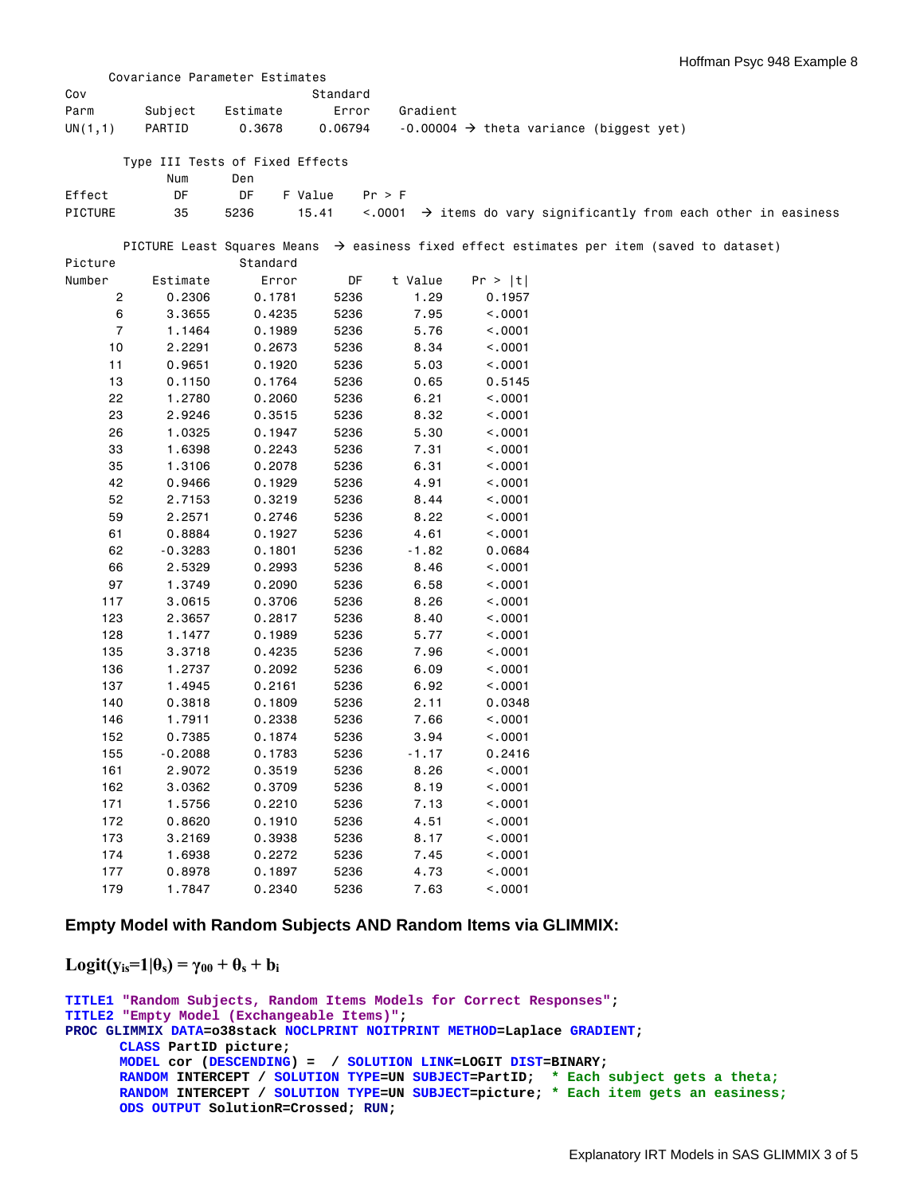```
     Covariance Parameter Estimates
Cov                               Standard
Parm       Subject    Estimate       Error    Gradient
UN(1,1)    PARTID       0.3678     0.06794    -0.00004 → theta variance (biggest yet)

       Type III Tests of Fixed Effects
            Num      Den
Effect       DF       DF    F Value    Pr > F
PICTURE      35     5236      15.41    <.0001  → items do vary significantly from each other in easiness

       PICTURE Least Squares Means  → easiness fixed effect estimates per item (saved to dataset)
Picture                Standard
Number      Estimate      Error      DF    t Value    Pr > |t|
     2        0.2306     0.1781    5236       1.29      0.1957
     6        3.3655     0.4235    5236       7.95      <.0001
     7        1.1464     0.1989    5236       5.76      <.0001
    10        2.2291     0.2673    5236       8.34      <.0001
    11        0.9651     0.1920    5236       5.03      <.0001
    13        0.1150     0.1764    5236       0.65      0.5145
    22        1.2780     0.2060    5236       6.21      <.0001
    23        2.9246     0.3515    5236       8.32      <.0001
    26        1.0325     0.1947    5236       5.30      <.0001
    33        1.6398     0.2243    5236       7.31      <.0001
    35        1.3106     0.2078    5236       6.31      <.0001
    42        0.9466     0.1929    5236       4.91      <.0001
    52        2.7153     0.3219    5236       8.44      <.0001
    59        2.2571     0.2746    5236       8.22      <.0001
    61        0.8884     0.1927    5236       4.61      <.0001
    62       -0.3283     0.1801    5236      -1.82      0.0684
    66        2.5329     0.2993    5236       8.46      <.0001
    97        1.3749     0.2090    5236       6.58      <.0001
   117        3.0615     0.3706    5236       8.26      <.0001
   123        2.3657     0.2817    5236       8.40      <.0001
   128        1.1477     0.1989    5236       5.77      <.0001
   135        3.3718     0.4235    5236       7.96      <.0001
   136        1.2737     0.2092    5236       6.09      <.0001
   137        1.4945     0.2161    5236       6.92      <.0001
   140        0.3818     0.1809    5236       2.11      0.0348
   146        1.7911     0.2338    5236       7.66      <.0001
   152        0.7385     0.1874    5236       3.94      <.0001
   155       -0.2088     0.1783    5236      -1.17      0.2416
   161        2.9072     0.3519    5236       8.26      <.0001
   162        3.0362     0.3709    5236       8.19      <.0001
   171        1.5756     0.2210    5236       7.13      <.0001
   172        0.8620     0.1910    5236       4.51      <.0001
   173        3.2169     0.3938    5236       8.17      <.0001
   174        1.6938     0.2272    5236       7.45      <.0001
   177        0.8978     0.1897    5236       4.73      <.0001
   179        1.7847     0.2340    5236       7.63      <.0001
```

### Empty Model with Random Subjects AND Random Items via GLIMMIX:

$$\text{Logit}(y_{is}=1|\theta_s) = \gamma_{00} + \theta_s + b_i$$

```
TITLE1 "Random Subjects, Random Items Models for Correct Responses";
TITLE2 "Empty Model (Exchangeable Items)";
PROC GLIMMIX DATA=o38stack NOCLPRINT NOITPRINT METHOD=Laplace GRADIENT;
      CLASS PartID picture;
      MODEL cor (DESCENDING) =  / SOLUTION LINK=LOGIT DIST=BINARY;
      RANDOM INTERCEPT / SOLUTION TYPE=UN SUBJECT=PartID;  * Each subject gets a theta;
      RANDOM INTERCEPT / SOLUTION TYPE=UN SUBJECT=picture; * Each item gets an easiness;
      ODS OUTPUT SolutionR=Crossed; RUN;
```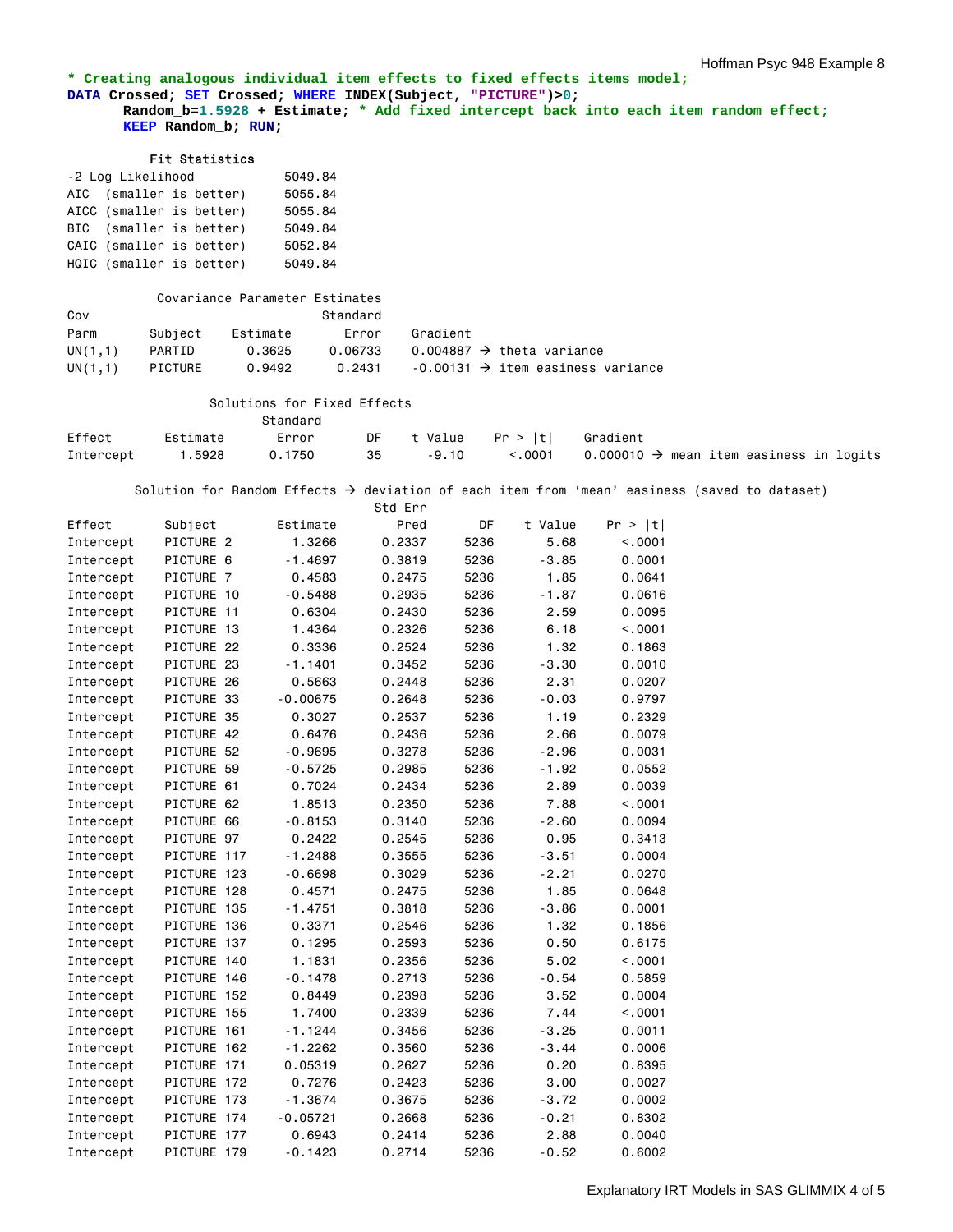```
* Creating analogous individual item effects to fixed effects items model;
DATA Crossed; SET Crossed; WHERE INDEX(Subject, "PICTURE")>0;
     Random_b=1.5928 + Estimate; * Add fixed intercept back into each item random effect;
     KEEP Random_b; RUN;
```

```
          Fit Statistics
-2 Log Likelihood          5049.84
AIC  (smaller is better)   5055.84
AICC (smaller is better)   5055.84
BIC  (smaller is better)   5049.84
CAIC (smaller is better)   5052.84
HQIC (smaller is better)   5049.84

           Covariance Parameter Estimates
Cov                            Standard
Parm      Subject    Estimate     Error    Gradient
UN(1,1)   PARTID       0.3625   0.06733    0.004887 → theta variance
UN(1,1)   PICTURE      0.9492    0.2431    -0.00131 → item easiness variance

                  Solutions for Fixed Effects
                          Standard
Effect       Estimate       Error      DF    t Value    Pr > |t|    Gradient
Intercept      1.5928      0.1750      35      -9.10      <.0001    0.000010 → mean item easiness in logits

        Solution for Random Effects → deviation of each item from 'mean' easiness (saved to dataset)
                                            Std Err
Effect       Subject         Estimate         Pred      DF    t Value    Pr > |t|
Intercept    PICTURE 2         1.3266       0.2337    5236       5.68      <.0001
Intercept    PICTURE 6        -1.4697       0.3819    5236      -3.85      0.0001
Intercept    PICTURE 7         0.4583       0.2475    5236       1.85      0.0641
Intercept    PICTURE 10       -0.5488       0.2935    5236      -1.87      0.0616
Intercept    PICTURE 11        0.6304       0.2430    5236       2.59      0.0095
Intercept    PICTURE 13        1.4364       0.2326    5236       6.18      <.0001
Intercept    PICTURE 22        0.3336       0.2524    5236       1.32      0.1863
Intercept    PICTURE 23       -1.1401       0.3452    5236      -3.30      0.0010
Intercept    PICTURE 26        0.5663       0.2448    5236       2.31      0.0207
Intercept    PICTURE 33      -0.00675       0.2648    5236      -0.03      0.9797
Intercept    PICTURE 35        0.3027       0.2537    5236       1.19      0.2329
Intercept    PICTURE 42        0.6476       0.2436    5236       2.66      0.0079
Intercept    PICTURE 52       -0.9695       0.3278    5236      -2.96      0.0031
Intercept    PICTURE 59       -0.5725       0.2985    5236      -1.92      0.0552
Intercept    PICTURE 61        0.7024       0.2434    5236       2.89      0.0039
Intercept    PICTURE 62        1.8513       0.2350    5236       7.88      <.0001
Intercept    PICTURE 66       -0.8153       0.3140    5236      -2.60      0.0094
Intercept    PICTURE 97        0.2422       0.2545    5236       0.95      0.3413
Intercept    PICTURE 117      -1.2488       0.3555    5236      -3.51      0.0004
Intercept    PICTURE 123      -0.6698       0.3029    5236      -2.21      0.0270
Intercept    PICTURE 128       0.4571       0.2475    5236       1.85      0.0648
Intercept    PICTURE 135      -1.4751       0.3818    5236      -3.86      0.0001
Intercept    PICTURE 136       0.3371       0.2546    5236       1.32      0.1856
Intercept    PICTURE 137       0.1295       0.2593    5236       0.50      0.6175
Intercept    PICTURE 140       1.1831       0.2356    5236       5.02      <.0001
Intercept    PICTURE 146      -0.1478       0.2713    5236      -0.54      0.5859
Intercept    PICTURE 152       0.8449       0.2398    5236       3.52      0.0004
Intercept    PICTURE 155       1.7400       0.2339    5236       7.44      <.0001
Intercept    PICTURE 161      -1.1244       0.3456    5236      -3.25      0.0011
Intercept    PICTURE 162      -1.2262       0.3560    5236      -3.44      0.0006
Intercept    PICTURE 171      0.05319       0.2627    5236       0.20      0.8395
Intercept    PICTURE 172       0.7276       0.2423    5236       3.00      0.0027
Intercept    PICTURE 173      -1.3674       0.3675    5236      -3.72      0.0002
Intercept    PICTURE 174     -0.05721       0.2668    5236      -0.21      0.8302
Intercept    PICTURE 177       0.6943       0.2414    5236       2.88      0.0040
Intercept    PICTURE 179      -0.1423       0.2714    5236      -0.52      0.6002
```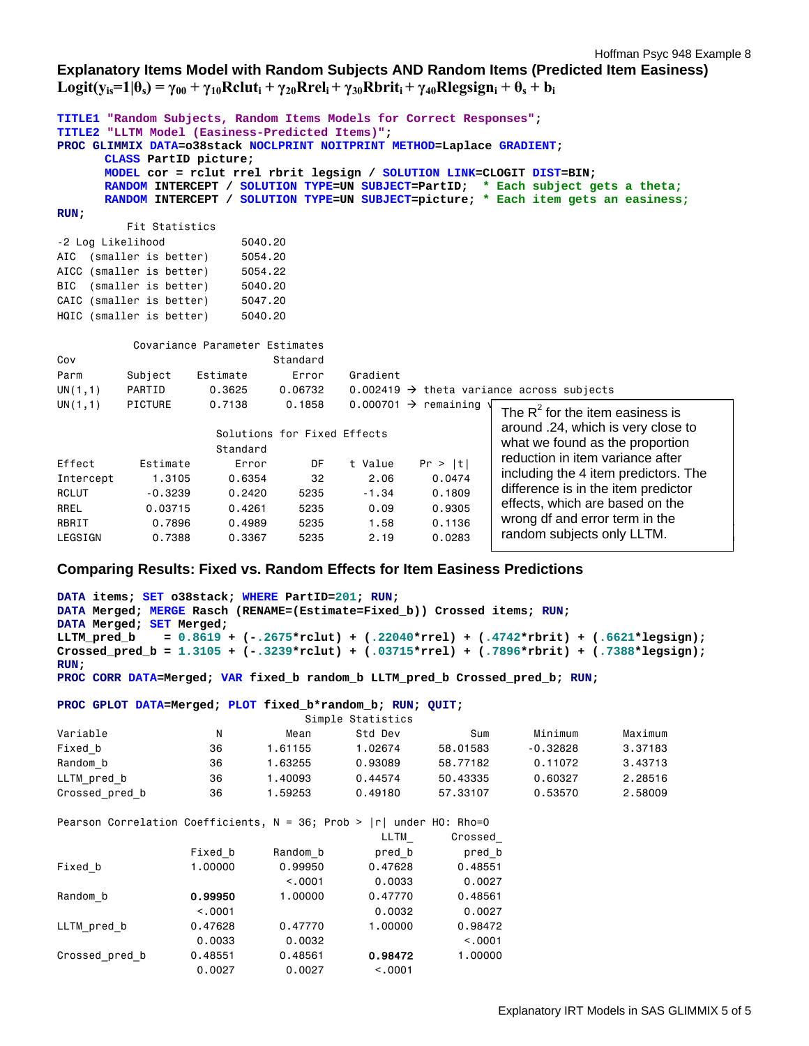## Explanatory Items Model with Random Subjects AND Random Items (Predicted Item Easiness)

$$\text{Logit}(y_{is}=1|\theta_s) = \gamma_{00} + \gamma_{10}\text{Rclut}_i + \gamma_{20}\text{Rrel}_i + \gamma_{30}\text{Rbrit}_i + \gamma_{40}\text{Rlegsign}_i + \theta_s + b_i$$

```
TITLE1 "Random Subjects, Random Items Models for Correct Responses";
TITLE2 "LLTM Model (Easiness-Predicted Items)";
PROC GLIMMIX DATA=o38stack NOCLPRINT NOITPRINT METHOD=Laplace GRADIENT;
      CLASS PartID picture;
      MODEL cor = rclut rrel rbrit legsign / SOLUTION LINK=CLOGIT DIST=BIN;
      RANDOM INTERCEPT / SOLUTION TYPE=UN SUBJECT=PartID;  * Each subject gets a theta;
      RANDOM INTERCEPT / SOLUTION TYPE=UN SUBJECT=picture; * Each item gets an easiness;
RUN;
```

Fit Statistics

| | |
|---|---|
| -2 Log Likelihood | 5040.20 |
| AIC (smaller is better) | 5054.20 |
| AICC (smaller is better) | 5054.22 |
| BIC (smaller is better) | 5040.20 |
| CAIC (smaller is better) | 5047.20 |
| HQIC (smaller is better) | 5040.20 |

Covariance Parameter Estimates

| Cov Parm | Subject | Estimate | Standard Error | Gradient | |
|---|---|---|---|---|---|
| UN(1,1) | PARTID | 0.3625 | 0.06732 | 0.002419 | → theta variance across subjects |
| UN(1,1) | PICTURE | 0.7138 | 0.1858 | 0.000701 | → remaining |

Solutions for Fixed Effects

| Effect | Estimate | Standard Error | DF | t Value | Pr > \|t\| |
|---|---|---|---|---|---|
| Intercept | 1.3105 | 0.6354 | 32 | 2.06 | 0.0474 |
| RCLUT | -0.3239 | 0.2420 | 5235 | -1.34 | 0.1809 |
| RREL | 0.03715 | 0.4261 | 5235 | 0.09 | 0.9305 |
| RBRIT | 0.7896 | 0.4989 | 5235 | 1.58 | 0.1136 |
| LEGSIGN | 0.7388 | 0.3367 | 5235 | 2.19 | 0.0283 |

The $R^2$ for the item easiness is around .24, which is very close to what we found as the proportion reduction in item variance after including the 4 item predictors. The difference is in the item predictor effects, which are based on the wrong df and error term in the random subjects only LLTM.

## Comparing Results: Fixed vs. Random Effects for Item Easiness Predictions

```
DATA items; SET o38stack; WHERE PartID=201; RUN;
DATA Merged; MERGE Rasch (RENAME=(Estimate=Fixed_b)) Crossed items; RUN;
DATA Merged; SET Merged;
LLTM_pred_b    = 0.8619 + (-.2675*rclut) + (.22040*rrel) + (.4742*rbrit) + (.6621*legsign);
Crossed_pred_b = 1.3105 + (-.3239*rclut) + (.03715*rrel) + (.7896*rbrit) + (.7388*legsign);
RUN;
PROC CORR DATA=Merged; VAR fixed_b random_b LLTM_pred_b Crossed_pred_b; RUN;

PROC GPLOT DATA=Merged; PLOT fixed_b*random_b; RUN; QUIT;
```

Simple Statistics

| Variable | N | Mean | Std Dev | Sum | Minimum | Maximum |
|---|---|---|---|---|---|---|
| Fixed_b | 36 | 1.61155 | 1.02674 | 58.01583 | -0.32828 | 3.37183 |
| Random_b | 36 | 1.63255 | 0.93089 | 58.77182 | 0.11072 | 3.43713 |
| LLTM_pred_b | 36 | 1.40093 | 0.44574 | 50.43335 | 0.60327 | 2.28516 |
| Crossed_pred_b | 36 | 1.59253 | 0.49180 | 57.33107 | 0.53570 | 2.58009 |

Pearson Correlation Coefficients, N = 36; Prob > |r| under H0: Rho=0

| | Fixed_b | Random_b | LLTM_pred_b | Crossed_pred_b |
|---|---|---|---|---|
| Fixed_b | 1.00000 | 0.99950 | 0.47628 | 0.48551 |
| | | <.0001 | 0.0033 | 0.0027 |
| Random_b | **0.99950** | 1.00000 | 0.47770 | 0.48561 |
| | <.0001 | | 0.0032 | 0.0027 |
| LLTM_pred_b | 0.47628 | 0.47770 | 1.00000 | 0.98472 |
| | 0.0033 | 0.0032 | | <.0001 |
| Crossed_pred_b | 0.48551 | 0.48561 | **0.98472** | 1.00000 |
| | 0.0027 | 0.0027 | <.0001 | |